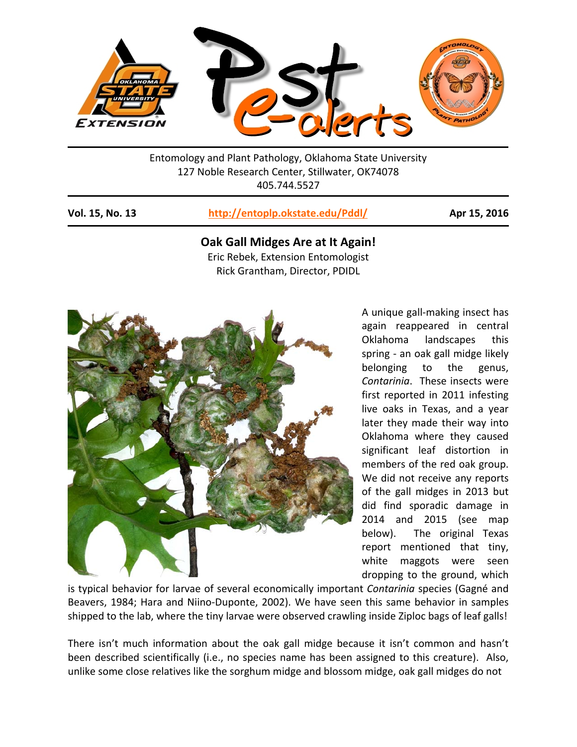Entomology and Plant Pathology, Oklahoma State University
127 Noble Research Center, Stillwater, OK74078
405.744.5527

**Vol. 15, No. 13** | **http://entoplp.okstate.edu/Pddl/** | **Apr 15, 2016**

## Oak Gall Midges Are at It Again!

Eric Rebek, Extension Entomologist
Rick Grantham, Director, PDIDL

A unique gall-making insect has again reappeared in central Oklahoma landscapes this spring - an oak gall midge likely belonging to the genus, *Contarinia*. These insects were first reported in 2011 infesting live oaks in Texas, and a year later they made their way into Oklahoma where they caused significant leaf distortion in members of the red oak group. We did not receive any reports of the gall midges in 2013 but did find sporadic damage in 2014 and 2015 (see map below). The original Texas report mentioned that tiny, white maggots were seen dropping to the ground, which is typical behavior for larvae of several economically important *Contarinia* species (Gagné and Beavers, 1984; Hara and Niino-Duponte, 2002). We have seen this same behavior in samples shipped to the lab, where the tiny larvae were observed crawling inside Ziploc bags of leaf galls!

There isn't much information about the oak gall midge because it isn't common and hasn't been described scientifically (i.e., no species name has been assigned to this creature). Also, unlike some close relatives like the sorghum midge and blossom midge, oak gall midges do not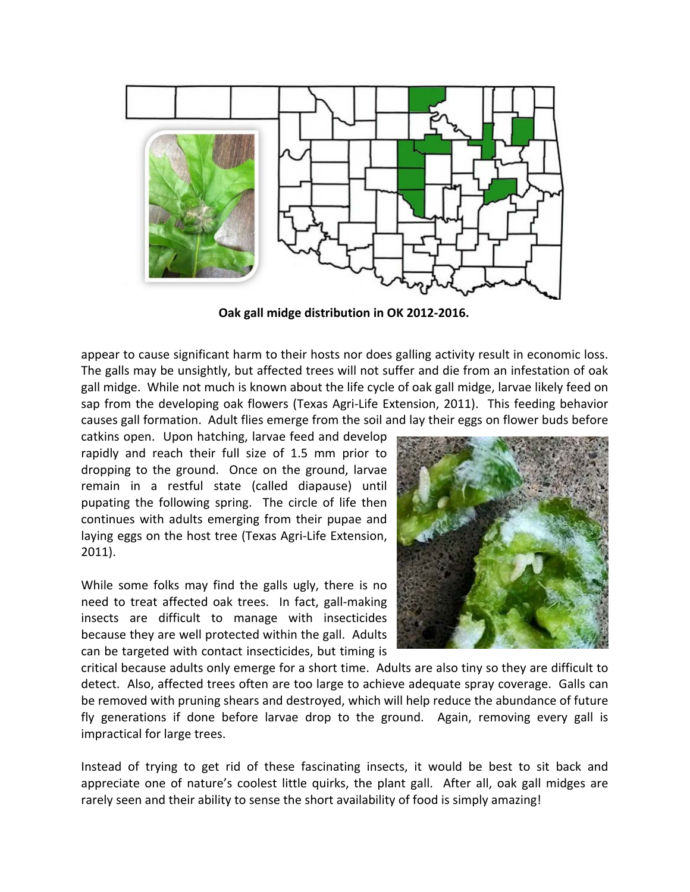**Oak gall midge distribution in OK 2012-2016.**

appear to cause significant harm to their hosts nor does galling activity result in economic loss. The galls may be unsightly, but affected trees will not suffer and die from an infestation of oak gall midge. While not much is known about the life cycle of oak gall midge, larvae likely feed on sap from the developing oak flowers (Texas Agri-Life Extension, 2011). This feeding behavior causes gall formation. Adult flies emerge from the soil and lay their eggs on flower buds before catkins open. Upon hatching, larvae feed and develop rapidly and reach their full size of 1.5 mm prior to dropping to the ground. Once on the ground, larvae remain in a restful state (called diapause) until pupating the following spring. The circle of life then continues with adults emerging from their pupae and laying eggs on the host tree (Texas Agri-Life Extension, 2011).

While some folks may find the galls ugly, there is no need to treat affected oak trees. In fact, gall-making insects are difficult to manage with insecticides because they are well protected within the gall. Adults can be targeted with contact insecticides, but timing is critical because adults only emerge for a short time. Adults are also tiny so they are difficult to detect. Also, affected trees often are too large to achieve adequate spray coverage. Galls can be removed with pruning shears and destroyed, which will help reduce the abundance of future fly generations if done before larvae drop to the ground. Again, removing every gall is impractical for large trees.

Instead of trying to get rid of these fascinating insects, it would be best to sit back and appreciate one of nature's coolest little quirks, the plant gall. After all, oak gall midges are rarely seen and their ability to sense the short availability of food is simply amazing!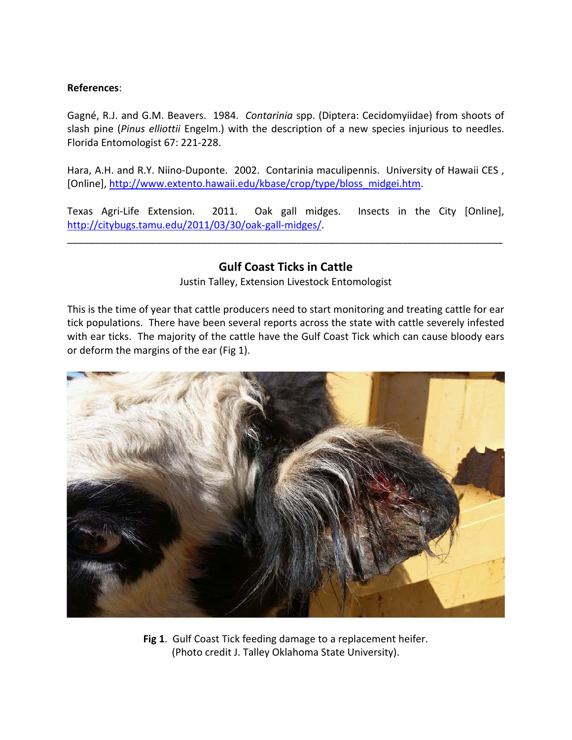**References**:

Gagné, R.J. and G.M. Beavers. 1984. *Contarinia* spp. (Diptera: Cecidomyiidae) from shoots of slash pine (*Pinus elliottii* Engelm.) with the description of a new species injurious to needles. Florida Entomologist 67: 221-228.

Hara, A.H. and R.Y. Niino-Duponte. 2002. Contarinia maculipennis. University of Hawaii CES , [Online], http://www.extento.hawaii.edu/kbase/crop/type/bloss_midgei.htm.

Texas Agri-Life Extension. 2011. Oak gall midges. Insects in the City [Online], http://citybugs.tamu.edu/2011/03/30/oak-gall-midges/.

---

## Gulf Coast Ticks in Cattle

Justin Talley, Extension Livestock Entomologist

This is the time of year that cattle producers need to start monitoring and treating cattle for ear tick populations. There have been several reports across the state with cattle severely infested with ear ticks. The majority of the cattle have the Gulf Coast Tick which can cause bloody ears or deform the margins of the ear (Fig 1).

**Fig 1**. Gulf Coast Tick feeding damage to a replacement heifer. (Photo credit J. Talley Oklahoma State University).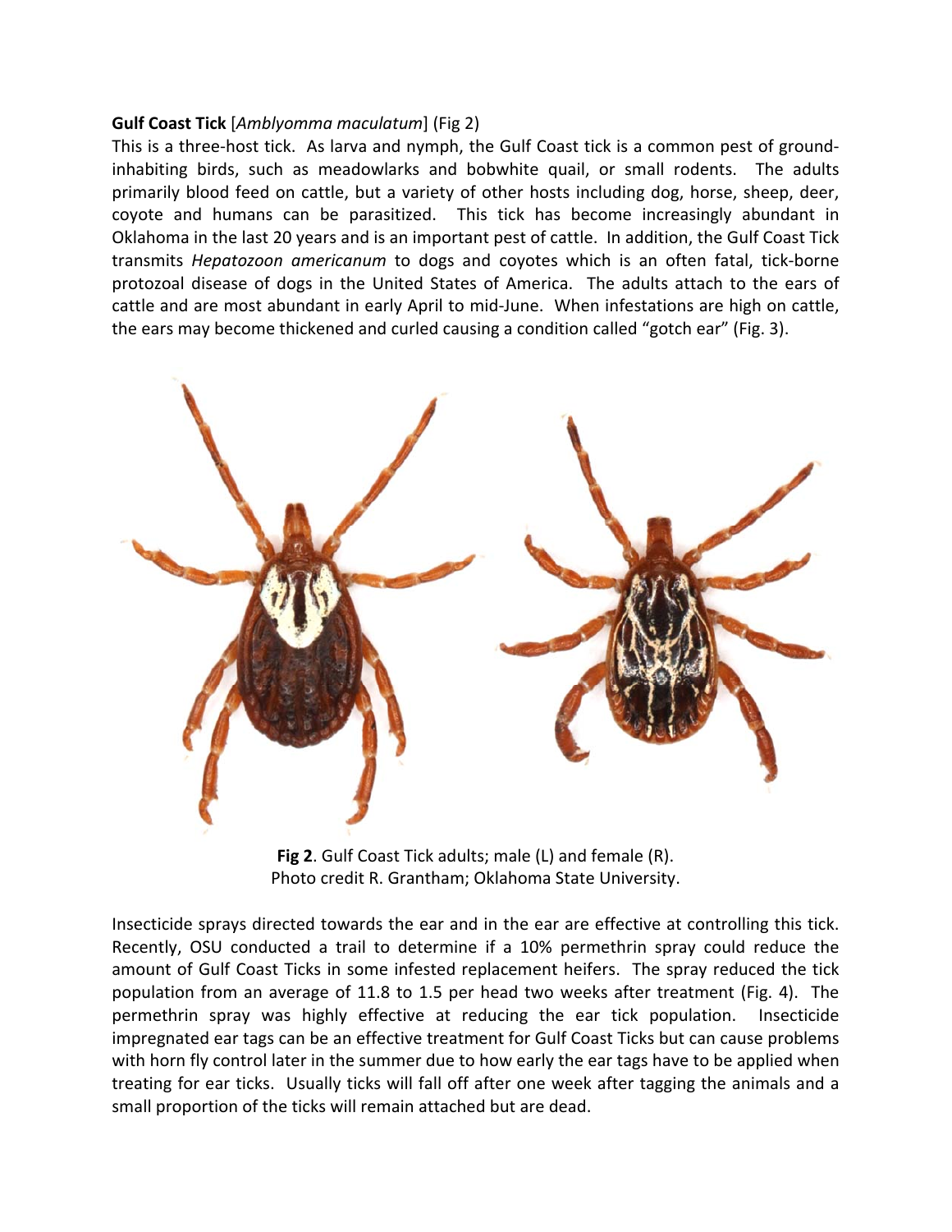**Gulf Coast Tick** [*Amblyomma maculatum*] (Fig 2)

This is a three-host tick. As larva and nymph, the Gulf Coast tick is a common pest of ground-inhabiting birds, such as meadowlarks and bobwhite quail, or small rodents. The adults primarily blood feed on cattle, but a variety of other hosts including dog, horse, sheep, deer, coyote and humans can be parasitized. This tick has become increasingly abundant in Oklahoma in the last 20 years and is an important pest of cattle. In addition, the Gulf Coast Tick transmits *Hepatozoon americanum* to dogs and coyotes which is an often fatal, tick-borne protozoal disease of dogs in the United States of America. The adults attach to the ears of cattle and are most abundant in early April to mid-June. When infestations are high on cattle, the ears may become thickened and curled causing a condition called "gotch ear" (Fig. 3).

**Fig 2**. Gulf Coast Tick adults; male (L) and female (R).
Photo credit R. Grantham; Oklahoma State University.

Insecticide sprays directed towards the ear and in the ear are effective at controlling this tick. Recently, OSU conducted a trail to determine if a 10% permethrin spray could reduce the amount of Gulf Coast Ticks in some infested replacement heifers. The spray reduced the tick population from an average of 11.8 to 1.5 per head two weeks after treatment (Fig. 4). The permethrin spray was highly effective at reducing the ear tick population. Insecticide impregnated ear tags can be an effective treatment for Gulf Coast Ticks but can cause problems with horn fly control later in the summer due to how early the ear tags have to be applied when treating for ear ticks. Usually ticks will fall off after one week after tagging the animals and a small proportion of the ticks will remain attached but are dead.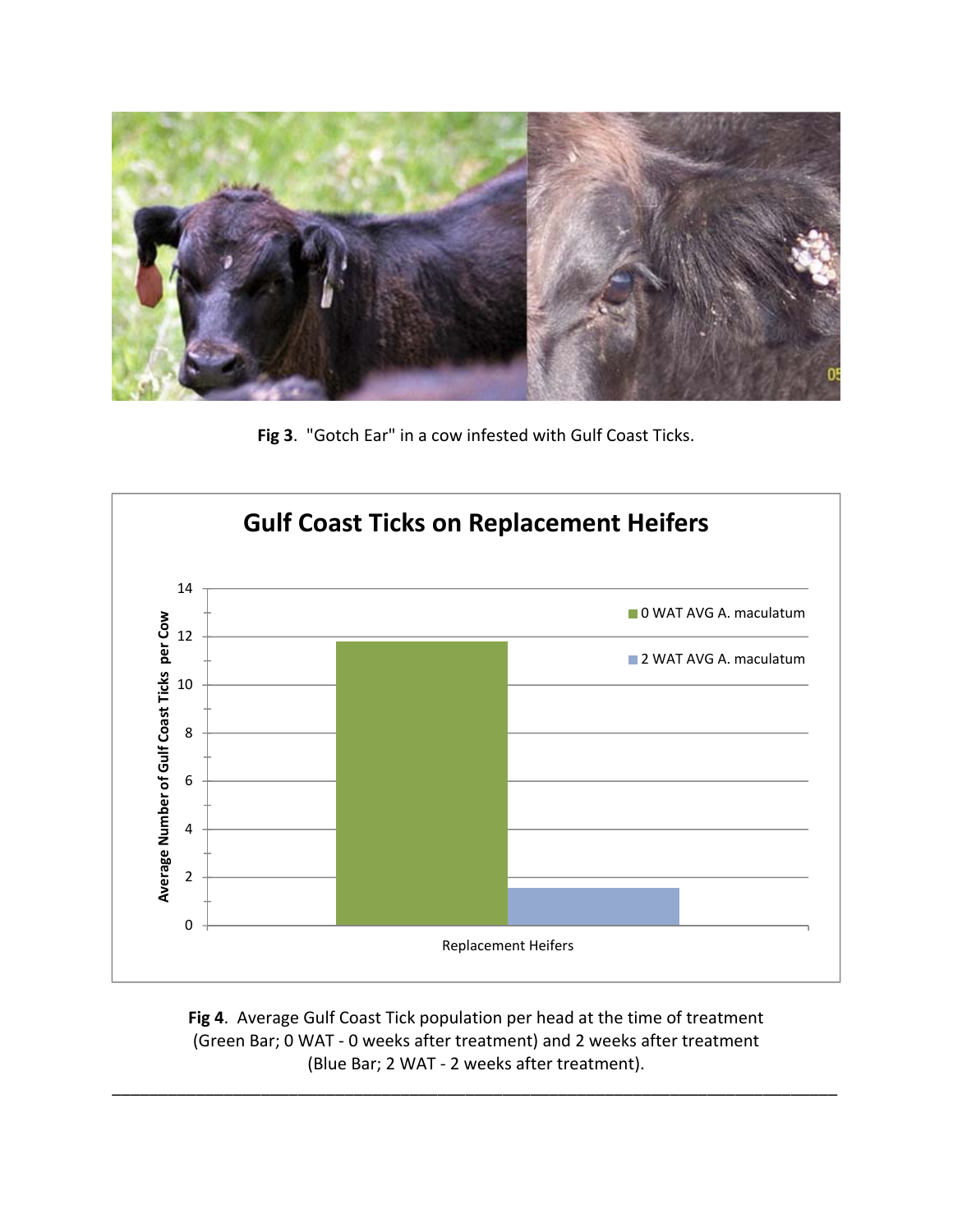**Fig 3**. "Gotch Ear" in a cow infested with Gulf Coast Ticks.

**Fig 4**. Average Gulf Coast Tick population per head at the time of treatment (Green Bar; 0 WAT - 0 weeks after treatment) and 2 weeks after treatment (Blue Bar; 2 WAT - 2 weeks after treatment).

---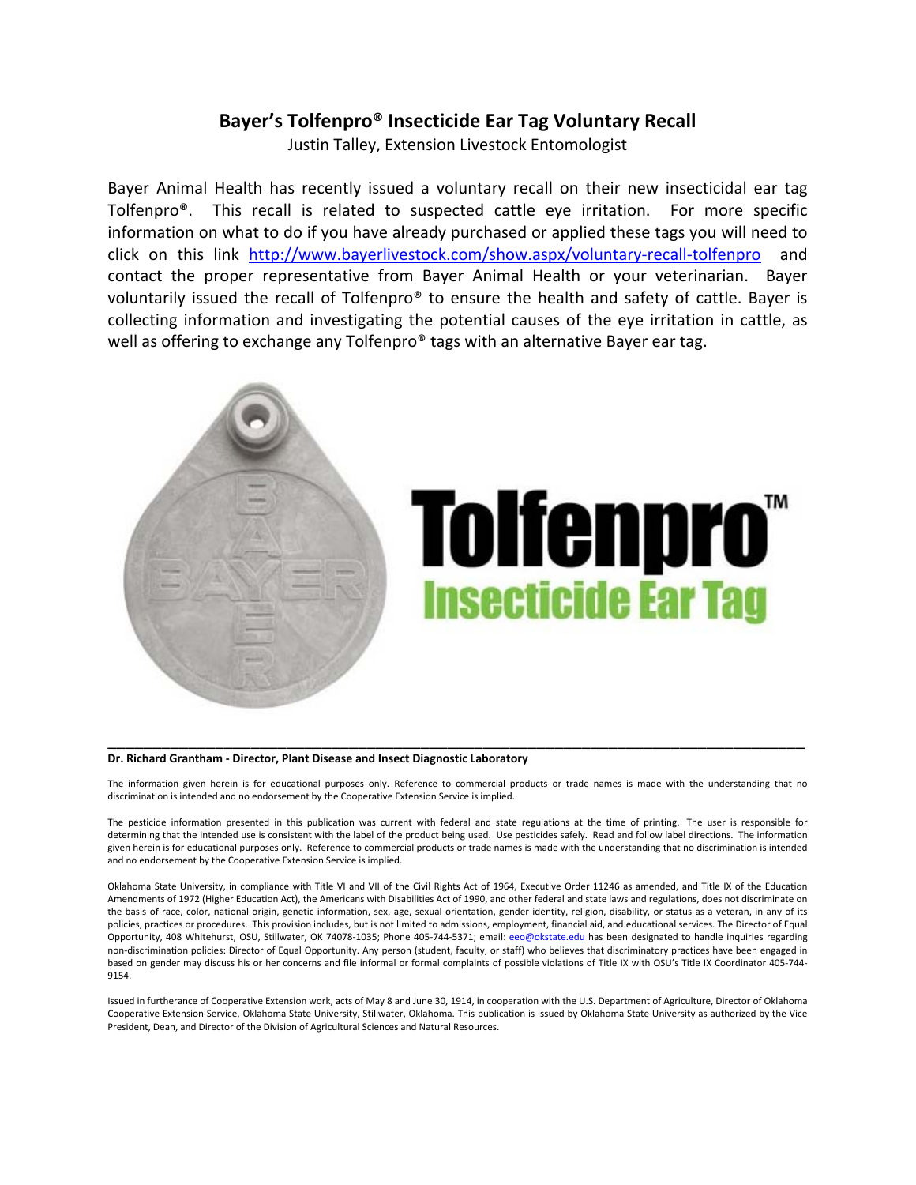## Bayer's Tolfenpro® Insecticide Ear Tag Voluntary Recall

Justin Talley, Extension Livestock Entomologist

Bayer Animal Health has recently issued a voluntary recall on their new insecticidal ear tag Tolfenpro®. This recall is related to suspected cattle eye irritation. For more specific information on what to do if you have already purchased or applied these tags you will need to click on this link http://www.bayerlivestock.com/show.aspx/voluntary-recall-tolfenpro and contact the proper representative from Bayer Animal Health or your veterinarian. Bayer voluntarily issued the recall of Tolfenpro® to ensure the health and safety of cattle. Bayer is collecting information and investigating the potential causes of the eye irritation in cattle, as well as offering to exchange any Tolfenpro® tags with an alternative Bayer ear tag.

BAYER

Tolfenpro™
Insecticide Ear Tag

---

**Dr. Richard Grantham - Director, Plant Disease and Insect Diagnostic Laboratory**

The information given herein is for educational purposes only. Reference to commercial products or trade names is made with the understanding that no discrimination is intended and no endorsement by the Cooperative Extension Service is implied.

The pesticide information presented in this publication was current with federal and state regulations at the time of printing. The user is responsible for determining that the intended use is consistent with the label of the product being used. Use pesticides safely. Read and follow label directions. The information given herein is for educational purposes only. Reference to commercial products or trade names is made with the understanding that no discrimination is intended and no endorsement by the Cooperative Extension Service is implied.

Oklahoma State University, in compliance with Title VI and VII of the Civil Rights Act of 1964, Executive Order 11246 as amended, and Title IX of the Education Amendments of 1972 (Higher Education Act), the Americans with Disabilities Act of 1990, and other federal and state laws and regulations, does not discriminate on the basis of race, color, national origin, genetic information, sex, age, sexual orientation, gender identity, religion, disability, or status as a veteran, in any of its policies, practices or procedures. This provision includes, but is not limited to admissions, employment, financial aid, and educational services. The Director of Equal Opportunity, 408 Whitehurst, OSU, Stillwater, OK 74078-1035; Phone 405-744-5371; email: eeo@okstate.edu has been designated to handle inquiries regarding non-discrimination policies: Director of Equal Opportunity. Any person (student, faculty, or staff) who believes that discriminatory practices have been engaged in based on gender may discuss his or her concerns and file informal or formal complaints of possible violations of Title IX with OSU's Title IX Coordinator 405-744-9154.

Issued in furtherance of Cooperative Extension work, acts of May 8 and June 30, 1914, in cooperation with the U.S. Department of Agriculture, Director of Oklahoma Cooperative Extension Service, Oklahoma State University, Stillwater, Oklahoma. This publication is issued by Oklahoma State University as authorized by the Vice President, Dean, and Director of the Division of Agricultural Sciences and Natural Resources.